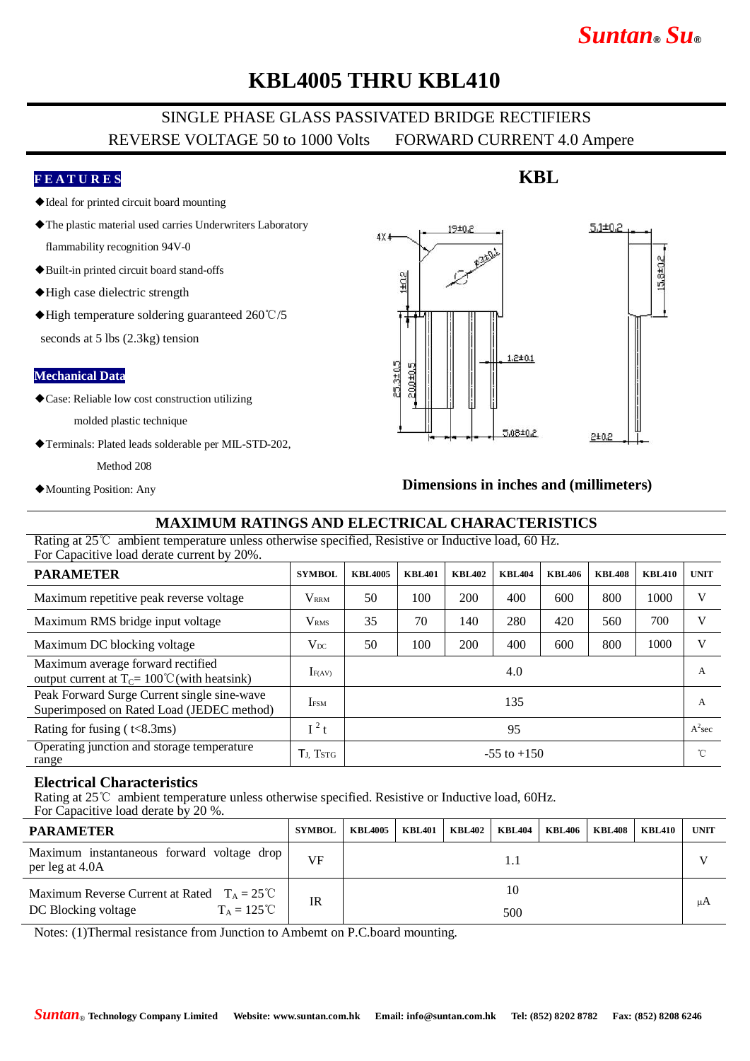Suntan® Su®

# KBL4005 THRU KBL410

SINGLE PHASE GLASS PASSIVATED BRIDGE RECTIFIERS

REVERSE VOLTAGE 50 to 1000 Volts FORWARD CURRENT 4.0 Ampere

## FEATURES

- ◆Ideal for printed circuit board mounting
- ◆The plastic material used carries Underwriters Laboratory flammability recognition 94V-0
- ◆Built-in printed circuit board stand-offs
- ◆High case dielectric strength
- ◆High temperature soldering guaranteed 260℃/5 seconds at 5 lbs (2.3kg) tension

## Mechanical Data

- ◆Case: Reliable low cost construction utilizing molded plastic technique
- ◆Terminals: Plated leads solderable per MIL-STD-202, Method 208
- ◆Mounting Position: Any

**KBL**

4X 4, 19±0.2, Ø3.2±0.1, 1±0.2, 5.1±0.2, 15.8±0.2, 25.3±0.5, 20.0±0.5, 1.2±0.1, 5.08±0.2, 2±0.2

**Dimensions in inches and (millimeters)**

## MAXIMUM RATINGS AND ELECTRICAL CHARACTERISTICS

Rating at 25℃ ambient temperature unless otherwise specified, Resistive or Inductive load, 60 Hz.
For Capacitive load derate current by 20%.

| PARAMETER | SYMBOL | KBL4005 | KBL401 | KBL402 | KBL404 | KBL406 | KBL408 | KBL410 | UNIT |
|---|---|---|---|---|---|---|---|---|---|
| Maximum repetitive peak reverse voltage | $V_{RRM}$ | 50 | 100 | 200 | 400 | 600 | 800 | 1000 | V |
| Maximum RMS bridge input voltage | $V_{RMS}$ | 35 | 70 | 140 | 280 | 420 | 560 | 700 | V |
| Maximum DC blocking voltage | $V_{DC}$ | 50 | 100 | 200 | 400 | 600 | 800 | 1000 | V |
| Maximum average forward rectified output current at $T_C$= 100℃(with heatsink) | $I_{F(AV)}$ | 4.0 | | | | | | | A |
| Peak Forward Surge Current single sine-wave Superimposed on Rated Load (JEDEC method) | $I_{FSM}$ | 135 | | | | | | | A |
| Rating for fusing ( t<8.3ms) | $I^2t$ | 95 | | | | | | | $A^2$sec |
| Operating junction and storage temperature range | $T_J$, $T_{STG}$ | -55 to +150 | | | | | | | ℃ |

## Electrical Characteristics

Rating at 25℃ ambient temperature unless otherwise specified. Resistive or Inductive load, 60Hz.
For Capacitive load derate by 20 %.

| PARAMETER | SYMBOL | KBL4005 | KBL401 | KBL402 | KBL404 | KBL406 | KBL408 | KBL410 | UNIT |
|---|---|---|---|---|---|---|---|---|---|
| Maximum instantaneous forward voltage drop per leg at 4.0A | VF | 1.1 | | | | | | | V |
| Maximum Reverse Current at Rated DC Blocking voltage $T_A$ = 25℃ / $T_A$ = 125℃ | IR | 10 / 500 | | | | | | | μA |

Notes: (1)Thermal resistance from Junction to Ambemt on P.C.board mounting.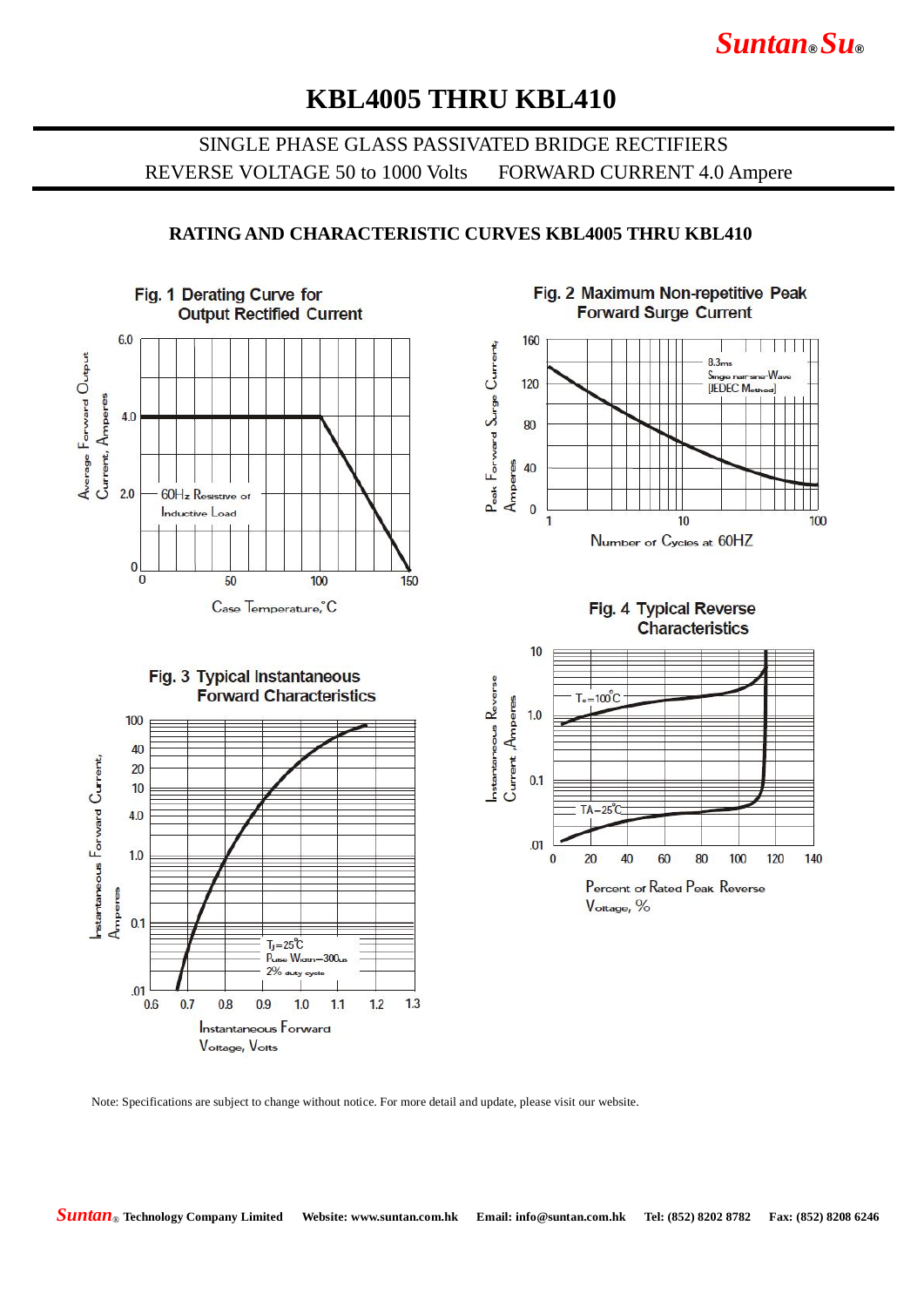# KBL4005 THRU KBL410

SINGLE PHASE GLASS PASSIVATED BRIDGE RECTIFIERS

REVERSE VOLTAGE 50 to 1000 Volts FORWARD CURRENT 4.0 Ampere

## RATING AND CHARACTERISTIC CURVES KBL4005 THRU KBL410

Fig. 1 Derating Curve for Output Rectified Current

Average Forward Output Current, Amperes

6.0
4.0
2.0
0

60Hz Resistive or Inductive Load

0 50 100 150

Case Temperature,°C

Fig. 2 Maximum Non-repetitive Peak Forward Surge Current

Peak Forward Surge Current, Amperes

160
120
80
40
0

8.3ms Singe half-sine-Wave (JEDEC Method)

1 10 100

Number of Cycles at 60HZ

Fig. 3 Typical Instantaneous Forward Characteristics

Instantaneous Forward Current, Amperes

100
40
20
10
4.0
1.0
0.1
.01

$T_J$=25°C
Pulse Width=300us
2% duty cycle

0.6 0.7 0.8 0.9 1.0 1.1 1.2 1.3

Instantaneous Forward Voltage, Volts

Fig. 4 Typical Reverse Characteristics

Instantaneous Reverse Current, Amperes

10
1.0
0.1
.01

$T_c$=100°C

TA=25°C

0 20 40 60 80 100 120 140

Percent of Rated Peak Reverse Voltage, %

Note: Specifications are subject to change without notice. For more detail and update, please visit our website.